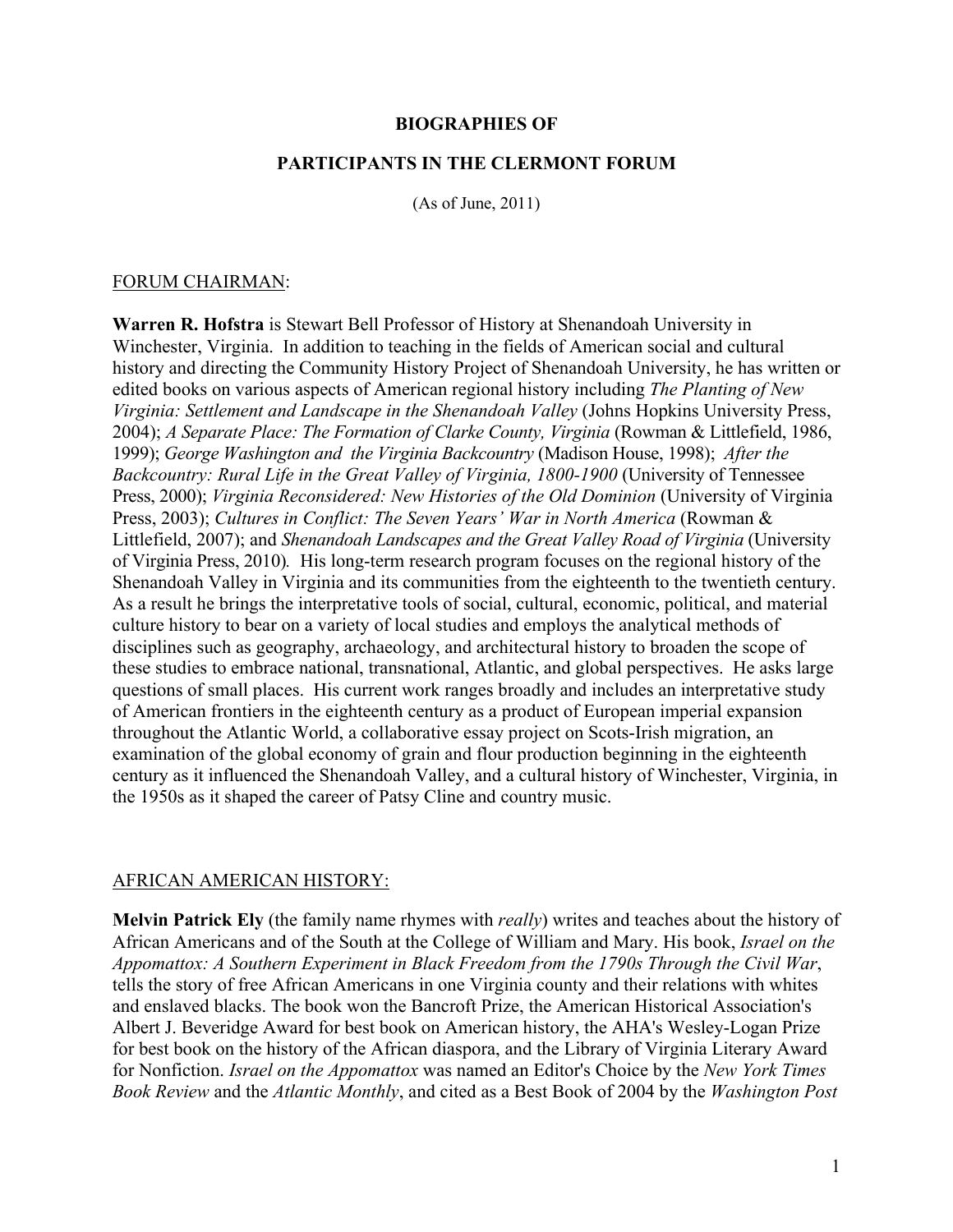**BIOGRAPHIES OF**

**PARTICIPANTS IN THE CLERMONT FORUM**

(As of June, 2011)

FORUM CHAIRMAN:

**Warren R. Hofstra** is Stewart Bell Professor of History at Shenandoah University in Winchester, Virginia. In addition to teaching in the fields of American social and cultural history and directing the Community History Project of Shenandoah University, he has written or edited books on various aspects of American regional history including *The Planting of New Virginia: Settlement and Landscape in the Shenandoah Valley* (Johns Hopkins University Press, 2004); *A Separate Place: The Formation of Clarke County, Virginia* (Rowman & Littlefield, 1986, 1999); *George Washington and the Virginia Backcountry* (Madison House, 1998); *After the Backcountry: Rural Life in the Great Valley of Virginia, 1800-1900* (University of Tennessee Press, 2000); *Virginia Reconsidered: New Histories of the Old Dominion* (University of Virginia Press, 2003); *Cultures in Conflict: The Seven Years' War in North America* (Rowman & Littlefield, 2007); and *Shenandoah Landscapes and the Great Valley Road of Virginia* (University of Virginia Press, 2010). His long-term research program focuses on the regional history of the Shenandoah Valley in Virginia and its communities from the eighteenth to the twentieth century. As a result he brings the interpretative tools of social, cultural, economic, political, and material culture history to bear on a variety of local studies and employs the analytical methods of disciplines such as geography, archaeology, and architectural history to broaden the scope of these studies to embrace national, transnational, Atlantic, and global perspectives. He asks large questions of small places. His current work ranges broadly and includes an interpretative study of American frontiers in the eighteenth century as a product of European imperial expansion throughout the Atlantic World, a collaborative essay project on Scots-Irish migration, an examination of the global economy of grain and flour production beginning in the eighteenth century as it influenced the Shenandoah Valley, and a cultural history of Winchester, Virginia, in the 1950s as it shaped the career of Patsy Cline and country music.

AFRICAN AMERICAN HISTORY:

**Melvin Patrick Ely** (the family name rhymes with *really*) writes and teaches about the history of African Americans and of the South at the College of William and Mary. His book, *Israel on the Appomattox: A Southern Experiment in Black Freedom from the 1790s Through the Civil War*, tells the story of free African Americans in one Virginia county and their relations with whites and enslaved blacks. The book won the Bancroft Prize, the American Historical Association's Albert J. Beveridge Award for best book on American history, the AHA's Wesley-Logan Prize for best book on the history of the African diaspora, and the Library of Virginia Literary Award for Nonfiction. *Israel on the Appomattox* was named an Editor's Choice by the *New York Times Book Review* and the *Atlantic Monthly*, and cited as a Best Book of 2004 by the *Washington Post*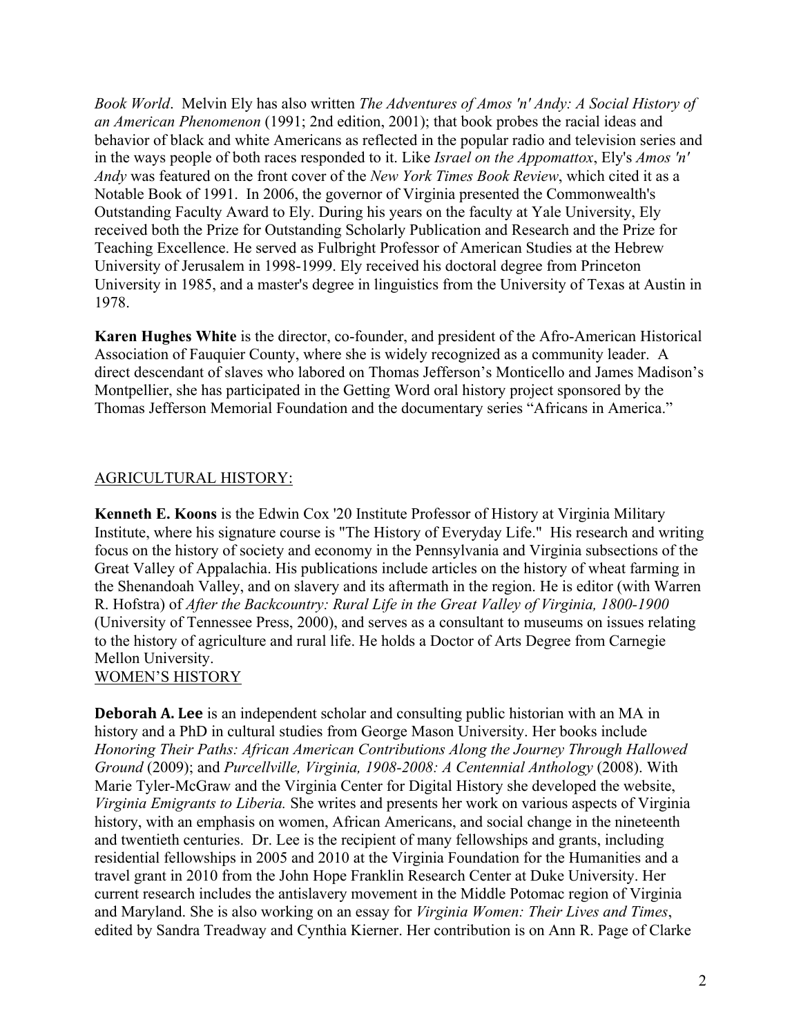*Book World*. Melvin Ely has also written *The Adventures of Amos 'n' Andy: A Social History of an American Phenomenon* (1991; 2nd edition, 2001); that book probes the racial ideas and behavior of black and white Americans as reflected in the popular radio and television series and in the ways people of both races responded to it. Like *Israel on the Appomattox*, Ely's *Amos 'n' Andy* was featured on the front cover of the *New York Times Book Review*, which cited it as a Notable Book of 1991. In 2006, the governor of Virginia presented the Commonwealth's Outstanding Faculty Award to Ely. During his years on the faculty at Yale University, Ely received both the Prize for Outstanding Scholarly Publication and Research and the Prize for Teaching Excellence. He served as Fulbright Professor of American Studies at the Hebrew University of Jerusalem in 1998-1999. Ely received his doctoral degree from Princeton University in 1985, and a master's degree in linguistics from the University of Texas at Austin in 1978.

**Karen Hughes White** is the director, co-founder, and president of the Afro-American Historical Association of Fauquier County, where she is widely recognized as a community leader. A direct descendant of slaves who labored on Thomas Jefferson's Monticello and James Madison's Montpellier, she has participated in the Getting Word oral history project sponsored by the Thomas Jefferson Memorial Foundation and the documentary series "Africans in America."

## AGRICULTURAL HISTORY:

**Kenneth E. Koons** is the Edwin Cox '20 Institute Professor of History at Virginia Military Institute, where his signature course is "The History of Everyday Life." His research and writing focus on the history of society and economy in the Pennsylvania and Virginia subsections of the Great Valley of Appalachia. His publications include articles on the history of wheat farming in the Shenandoah Valley, and on slavery and its aftermath in the region. He is editor (with Warren R. Hofstra) of *After the Backcountry: Rural Life in the Great Valley of Virginia, 1800-1900* (University of Tennessee Press, 2000), and serves as a consultant to museums on issues relating to the history of agriculture and rural life. He holds a Doctor of Arts Degree from Carnegie Mellon University.

## WOMEN'S HISTORY

**Deborah A. Lee** is an independent scholar and consulting public historian with an MA in history and a PhD in cultural studies from George Mason University. Her books include *Honoring Their Paths: African American Contributions Along the Journey Through Hallowed Ground* (2009); and *Purcellville, Virginia, 1908-2008: A Centennial Anthology* (2008). With Marie Tyler-McGraw and the Virginia Center for Digital History she developed the website, *Virginia Emigrants to Liberia.* She writes and presents her work on various aspects of Virginia history, with an emphasis on women, African Americans, and social change in the nineteenth and twentieth centuries. Dr. Lee is the recipient of many fellowships and grants, including residential fellowships in 2005 and 2010 at the Virginia Foundation for the Humanities and a travel grant in 2010 from the John Hope Franklin Research Center at Duke University. Her current research includes the antislavery movement in the Middle Potomac region of Virginia and Maryland. She is also working on an essay for *Virginia Women: Their Lives and Times*, edited by Sandra Treadway and Cynthia Kierner. Her contribution is on Ann R. Page of Clarke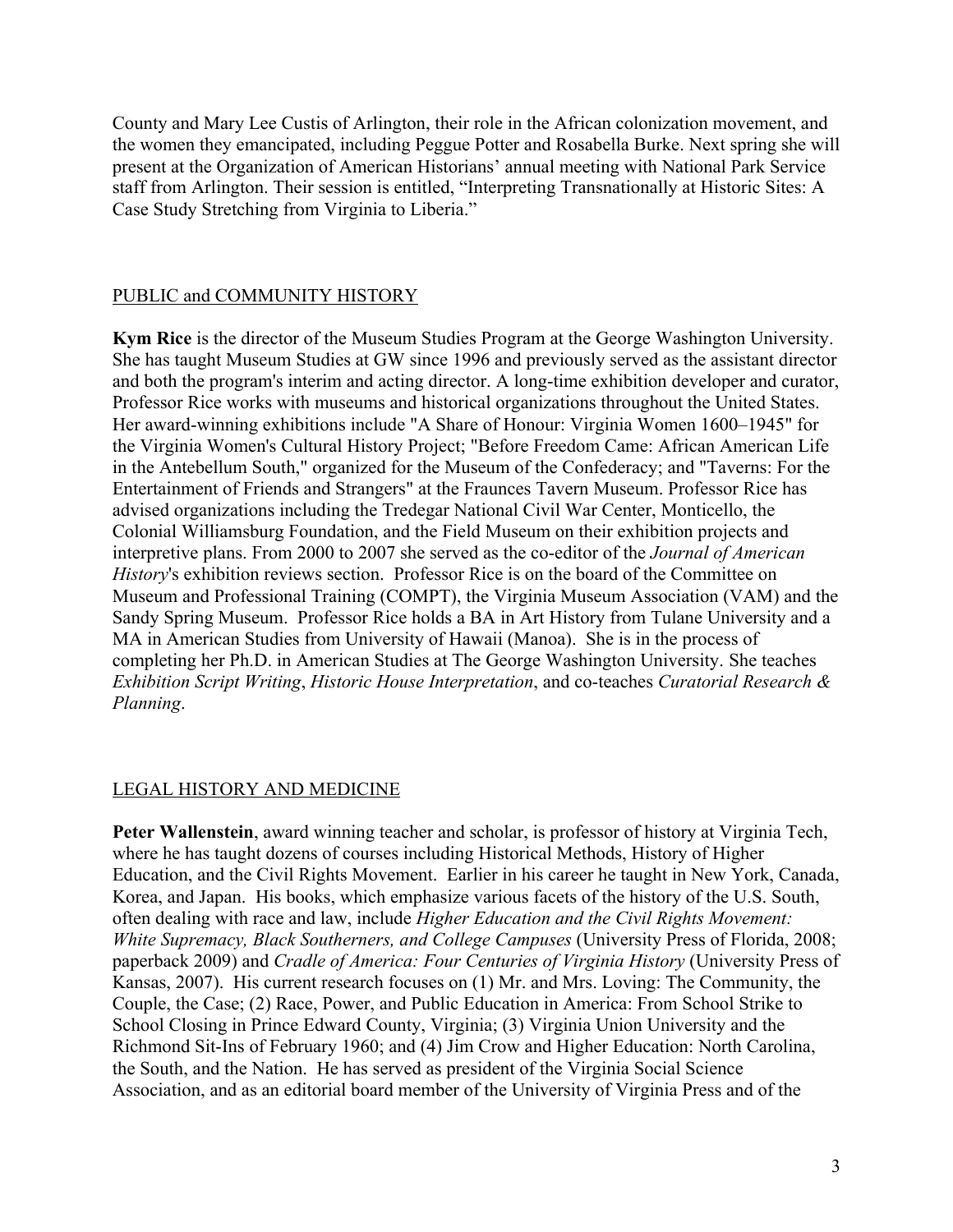County and Mary Lee Custis of Arlington, their role in the African colonization movement, and the women they emancipated, including Peggue Potter and Rosabella Burke. Next spring she will present at the Organization of American Historians' annual meeting with National Park Service staff from Arlington. Their session is entitled, "Interpreting Transnationally at Historic Sites: A Case Study Stretching from Virginia to Liberia."

## PUBLIC and COMMUNITY HISTORY

**Kym Rice** is the director of the Museum Studies Program at the George Washington University. She has taught Museum Studies at GW since 1996 and previously served as the assistant director and both the program's interim and acting director. A long-time exhibition developer and curator, Professor Rice works with museums and historical organizations throughout the United States. Her award-winning exhibitions include "A Share of Honour: Virginia Women 1600–1945" for the Virginia Women's Cultural History Project; "Before Freedom Came: African American Life in the Antebellum South," organized for the Museum of the Confederacy; and "Taverns: For the Entertainment of Friends and Strangers" at the Fraunces Tavern Museum. Professor Rice has advised organizations including the Tredegar National Civil War Center, Monticello, the Colonial Williamsburg Foundation, and the Field Museum on their exhibition projects and interpretive plans. From 2000 to 2007 she served as the co-editor of the *Journal of American History*'s exhibition reviews section. Professor Rice is on the board of the Committee on Museum and Professional Training (COMPT), the Virginia Museum Association (VAM) and the Sandy Spring Museum. Professor Rice holds a BA in Art History from Tulane University and a MA in American Studies from University of Hawaii (Manoa). She is in the process of completing her Ph.D. in American Studies at The George Washington University. She teaches *Exhibition Script Writing*, *Historic House Interpretation*, and co-teaches *Curatorial Research & Planning*.

## LEGAL HISTORY AND MEDICINE

**Peter Wallenstein**, award winning teacher and scholar, is professor of history at Virginia Tech, where he has taught dozens of courses including Historical Methods, History of Higher Education, and the Civil Rights Movement. Earlier in his career he taught in New York, Canada, Korea, and Japan. His books, which emphasize various facets of the history of the U.S. South, often dealing with race and law, include *Higher Education and the Civil Rights Movement: White Supremacy, Black Southerners, and College Campuses* (University Press of Florida, 2008; paperback 2009) and *Cradle of America: Four Centuries of Virginia History* (University Press of Kansas, 2007). His current research focuses on (1) Mr. and Mrs. Loving: The Community, the Couple, the Case; (2) Race, Power, and Public Education in America: From School Strike to School Closing in Prince Edward County, Virginia; (3) Virginia Union University and the Richmond Sit-Ins of February 1960; and (4) Jim Crow and Higher Education: North Carolina, the South, and the Nation. He has served as president of the Virginia Social Science Association, and as an editorial board member of the University of Virginia Press and of the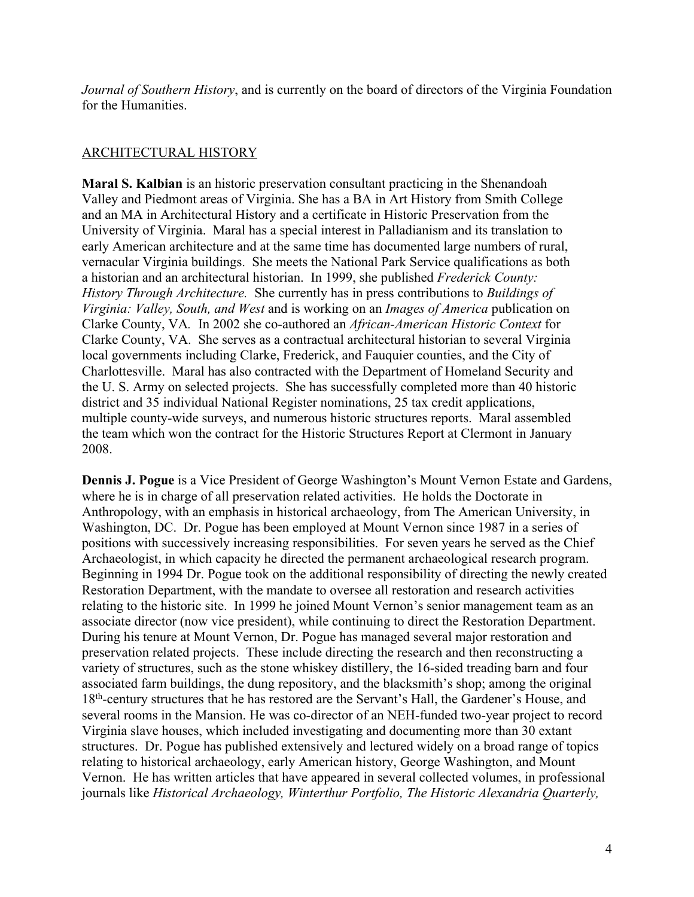*Journal of Southern History*, and is currently on the board of directors of the Virginia Foundation for the Humanities.

## ARCHITECTURAL HISTORY

**Maral S. Kalbian** is an historic preservation consultant practicing in the Shenandoah Valley and Piedmont areas of Virginia. She has a BA in Art History from Smith College and an MA in Architectural History and a certificate in Historic Preservation from the University of Virginia. Maral has a special interest in Palladianism and its translation to early American architecture and at the same time has documented large numbers of rural, vernacular Virginia buildings. She meets the National Park Service qualifications as both a historian and an architectural historian. In 1999, she published *Frederick County: History Through Architecture.* She currently has in press contributions to *Buildings of Virginia: Valley, South, and West* and is working on an *Images of America* publication on Clarke County, VA. In 2002 she co-authored an *African-American Historic Context* for Clarke County, VA. She serves as a contractual architectural historian to several Virginia local governments including Clarke, Frederick, and Fauquier counties, and the City of Charlottesville. Maral has also contracted with the Department of Homeland Security and the U. S. Army on selected projects. She has successfully completed more than 40 historic district and 35 individual National Register nominations, 25 tax credit applications, multiple county-wide surveys, and numerous historic structures reports. Maral assembled the team which won the contract for the Historic Structures Report at Clermont in January 2008.

**Dennis J. Pogue** is a Vice President of George Washington's Mount Vernon Estate and Gardens, where he is in charge of all preservation related activities. He holds the Doctorate in Anthropology, with an emphasis in historical archaeology, from The American University, in Washington, DC. Dr. Pogue has been employed at Mount Vernon since 1987 in a series of positions with successively increasing responsibilities. For seven years he served as the Chief Archaeologist, in which capacity he directed the permanent archaeological research program. Beginning in 1994 Dr. Pogue took on the additional responsibility of directing the newly created Restoration Department, with the mandate to oversee all restoration and research activities relating to the historic site. In 1999 he joined Mount Vernon's senior management team as an associate director (now vice president), while continuing to direct the Restoration Department. During his tenure at Mount Vernon, Dr. Pogue has managed several major restoration and preservation related projects. These include directing the research and then reconstructing a variety of structures, such as the stone whiskey distillery, the 16-sided treading barn and four associated farm buildings, the dung repository, and the blacksmith's shop; among the original 18th-century structures that he has restored are the Servant's Hall, the Gardener's House, and several rooms in the Mansion. He was co-director of an NEH-funded two-year project to record Virginia slave houses, which included investigating and documenting more than 30 extant structures. Dr. Pogue has published extensively and lectured widely on a broad range of topics relating to historical archaeology, early American history, George Washington, and Mount Vernon. He has written articles that have appeared in several collected volumes, in professional journals like *Historical Archaeology, Winterthur Portfolio, The Historic Alexandria Quarterly,*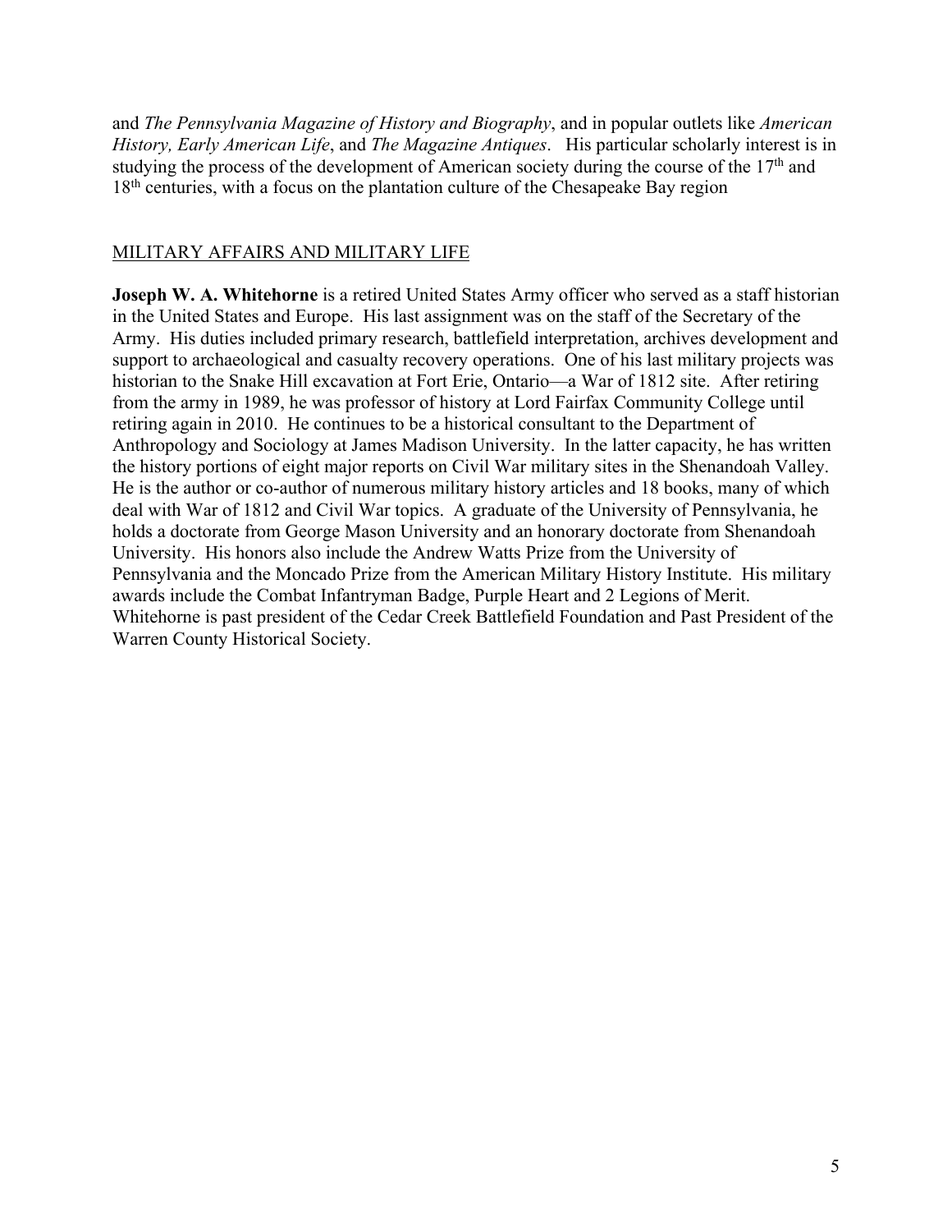and *The Pennsylvania Magazine of History and Biography*, and in popular outlets like *American History, Early American Life*, and *The Magazine Antiques*. His particular scholarly interest is in studying the process of the development of American society during the course of the 17th and 18th centuries, with a focus on the plantation culture of the Chesapeake Bay region

## MILITARY AFFAIRS AND MILITARY LIFE

**Joseph W. A. Whitehorne** is a retired United States Army officer who served as a staff historian in the United States and Europe. His last assignment was on the staff of the Secretary of the Army. His duties included primary research, battlefield interpretation, archives development and support to archaeological and casualty recovery operations. One of his last military projects was historian to the Snake Hill excavation at Fort Erie, Ontario—a War of 1812 site. After retiring from the army in 1989, he was professor of history at Lord Fairfax Community College until retiring again in 2010. He continues to be a historical consultant to the Department of Anthropology and Sociology at James Madison University. In the latter capacity, he has written the history portions of eight major reports on Civil War military sites in the Shenandoah Valley. He is the author or co-author of numerous military history articles and 18 books, many of which deal with War of 1812 and Civil War topics. A graduate of the University of Pennsylvania, he holds a doctorate from George Mason University and an honorary doctorate from Shenandoah University. His honors also include the Andrew Watts Prize from the University of Pennsylvania and the Moncado Prize from the American Military History Institute. His military awards include the Combat Infantryman Badge, Purple Heart and 2 Legions of Merit. Whitehorne is past president of the Cedar Creek Battlefield Foundation and Past President of the Warren County Historical Society.